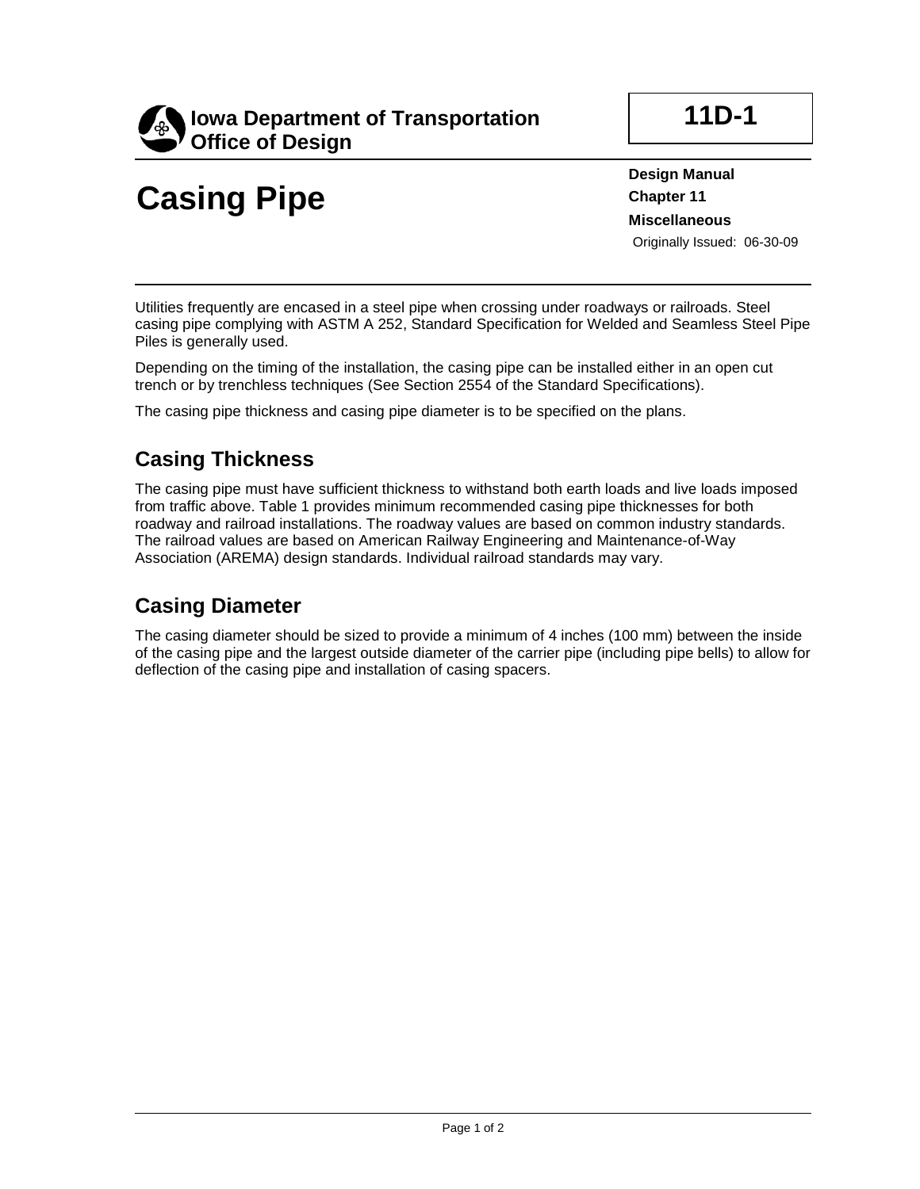**Iowa Department of Transportation**
**Office of Design**

**11D-1**

# Casing Pipe

**Design Manual**
**Chapter 11**
**Miscellaneous**
Originally Issued: 06-30-09

Utilities frequently are encased in a steel pipe when crossing under roadways or railroads. Steel casing pipe complying with ASTM A 252, Standard Specification for Welded and Seamless Steel Pipe Piles is generally used.

Depending on the timing of the installation, the casing pipe can be installed either in an open cut trench or by trenchless techniques (See Section 2554 of the Standard Specifications).

The casing pipe thickness and casing pipe diameter is to be specified on the plans.

## Casing Thickness

The casing pipe must have sufficient thickness to withstand both earth loads and live loads imposed from traffic above. Table 1 provides minimum recommended casing pipe thicknesses for both roadway and railroad installations. The roadway values are based on common industry standards. The railroad values are based on American Railway Engineering and Maintenance-of-Way Association (AREMA) design standards. Individual railroad standards may vary.

## Casing Diameter

The casing diameter should be sized to provide a minimum of 4 inches (100 mm) between the inside of the casing pipe and the largest outside diameter of the carrier pipe (including pipe bells) to allow for deflection of the casing pipe and installation of casing spacers.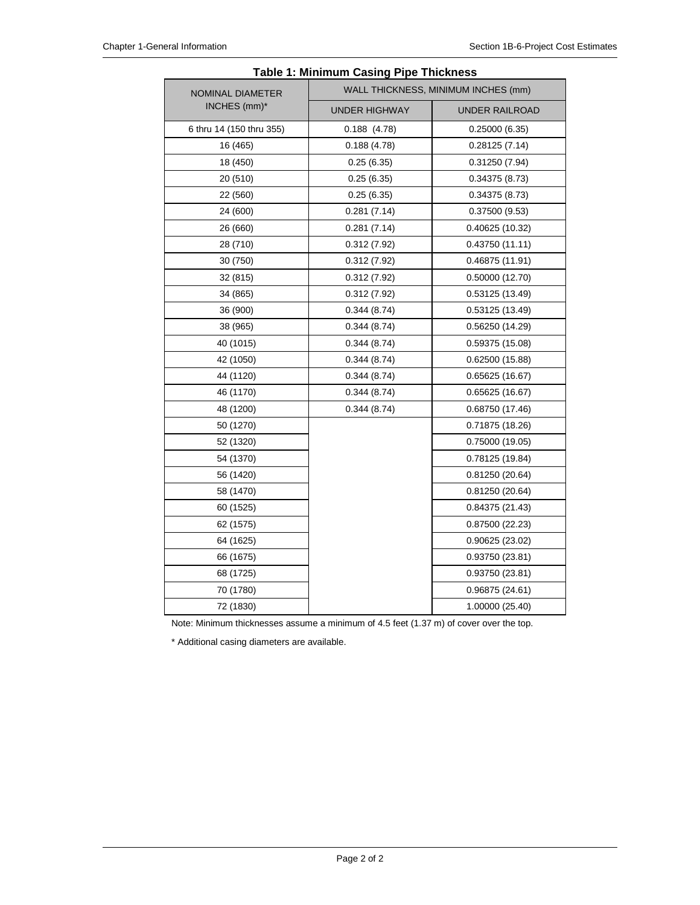**Table 1: Minimum Casing Pipe Thickness**

| NOMINAL DIAMETER INCHES (mm)* | WALL THICKNESS, MINIMUM INCHES (mm) | |
|---|---|---|
| | UNDER HIGHWAY | UNDER RAILROAD |
| 6 thru 14 (150 thru 355) | 0.188 (4.78) | 0.25000 (6.35) |
| 16 (465) | 0.188 (4.78) | 0.28125 (7.14) |
| 18 (450) | 0.25 (6.35) | 0.31250 (7.94) |
| 20 (510) | 0.25 (6.35) | 0.34375 (8.73) |
| 22 (560) | 0.25 (6.35) | 0.34375 (8.73) |
| 24 (600) | 0.281 (7.14) | 0.37500 (9.53) |
| 26 (660) | 0.281 (7.14) | 0.40625 (10.32) |
| 28 (710) | 0.312 (7.92) | 0.43750 (11.11) |
| 30 (750) | 0.312 (7.92) | 0.46875 (11.91) |
| 32 (815) | 0.312 (7.92) | 0.50000 (12.70) |
| 34 (865) | 0.312 (7.92) | 0.53125 (13.49) |
| 36 (900) | 0.344 (8.74) | 0.53125 (13.49) |
| 38 (965) | 0.344 (8.74) | 0.56250 (14.29) |
| 40 (1015) | 0.344 (8.74) | 0.59375 (15.08) |
| 42 (1050) | 0.344 (8.74) | 0.62500 (15.88) |
| 44 (1120) | 0.344 (8.74) | 0.65625 (16.67) |
| 46 (1170) | 0.344 (8.74) | 0.65625 (16.67) |
| 48 (1200) | 0.344 (8.74) | 0.68750 (17.46) |
| 50 (1270) | | 0.71875 (18.26) |
| 52 (1320) | | 0.75000 (19.05) |
| 54 (1370) | | 0.78125 (19.84) |
| 56 (1420) | | 0.81250 (20.64) |
| 58 (1470) | | 0.81250 (20.64) |
| 60 (1525) | | 0.84375 (21.43) |
| 62 (1575) | | 0.87500 (22.23) |
| 64 (1625) | | 0.90625 (23.02) |
| 66 (1675) | | 0.93750 (23.81) |
| 68 (1725) | | 0.93750 (23.81) |
| 70 (1780) | | 0.96875 (24.61) |
| 72 (1830) | | 1.00000 (25.40) |

Note: Minimum thicknesses assume a minimum of 4.5 feet (1.37 m) of cover over the top.

* Additional casing diameters are available.